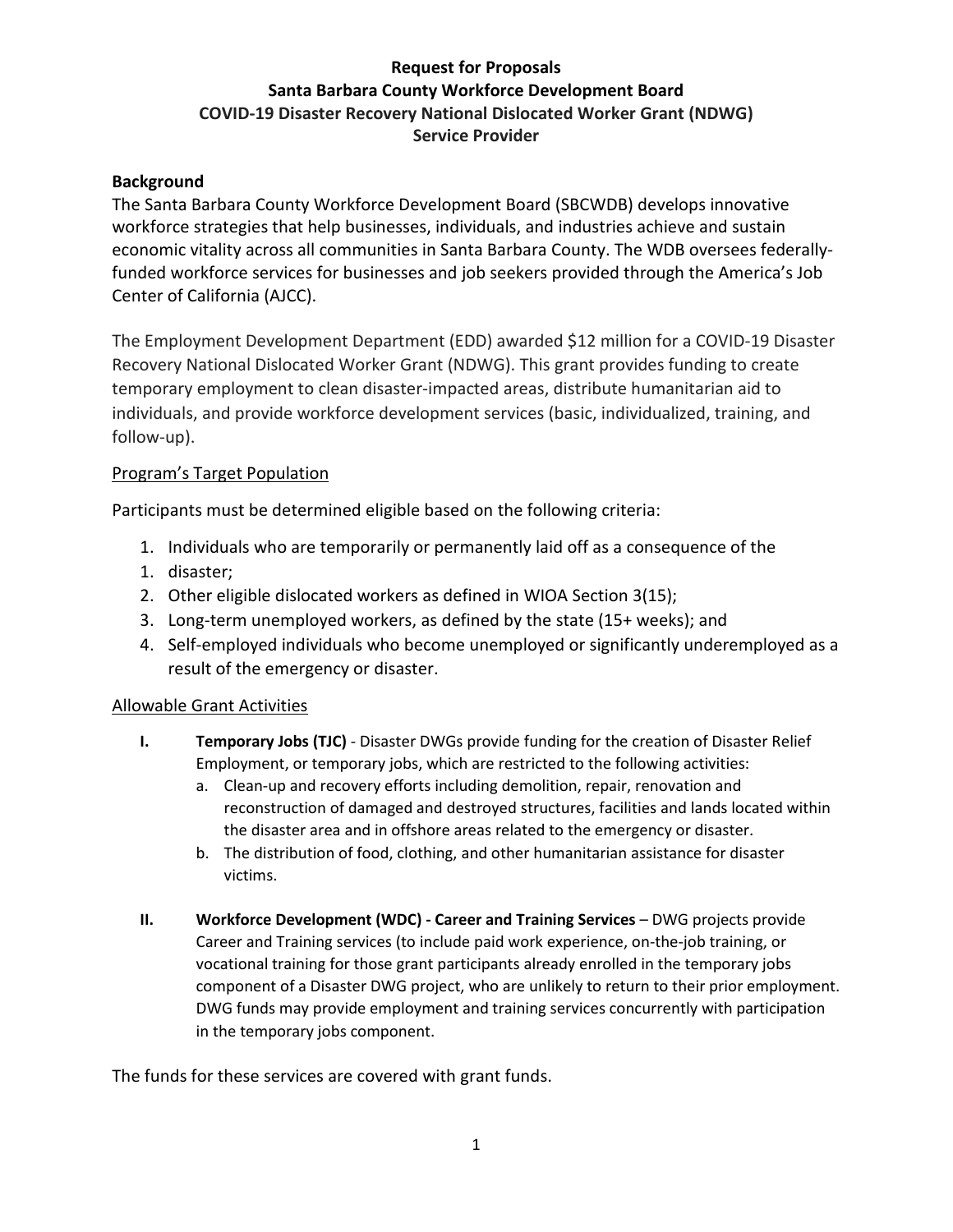# Request for Proposals
# Santa Barbara County Workforce Development Board
# COVID-19 Disaster Recovery National Dislocated Worker Grant (NDWG)
# Service Provider

## Background

The Santa Barbara County Workforce Development Board (SBCWDB) develops innovative workforce strategies that help businesses, individuals, and industries achieve and sustain economic vitality across all communities in Santa Barbara County. The WDB oversees federally-funded workforce services for businesses and job seekers provided through the America's Job Center of California (AJCC).

The Employment Development Department (EDD) awarded $12 million for a COVID-19 Disaster Recovery National Dislocated Worker Grant (NDWG). This grant provides funding to create temporary employment to clean disaster-impacted areas, distribute humanitarian aid to individuals, and provide workforce development services (basic, individualized, training, and follow-up).

### Program's Target Population

Participants must be determined eligible based on the following criteria:

1. Individuals who are temporarily or permanently laid off as a consequence of the
1. disaster;
2. Other eligible dislocated workers as defined in WIOA Section 3(15);
3. Long-term unemployed workers, as defined by the state (15+ weeks); and
4. Self-employed individuals who become unemployed or significantly underemployed as a result of the emergency or disaster.

### Allowable Grant Activities

I. **Temporary Jobs (TJC)** - Disaster DWGs provide funding for the creation of Disaster Relief Employment, or temporary jobs, which are restricted to the following activities:
   a. Clean-up and recovery efforts including demolition, repair, renovation and reconstruction of damaged and destroyed structures, facilities and lands located within the disaster area and in offshore areas related to the emergency or disaster.
   b. The distribution of food, clothing, and other humanitarian assistance for disaster victims.

II. **Workforce Development (WDC) - Career and Training Services** – DWG projects provide Career and Training services (to include paid work experience, on-the-job training, or vocational training for those grant participants already enrolled in the temporary jobs component of a Disaster DWG project, who are unlikely to return to their prior employment. DWG funds may provide employment and training services concurrently with participation in the temporary jobs component.

The funds for these services are covered with grant funds.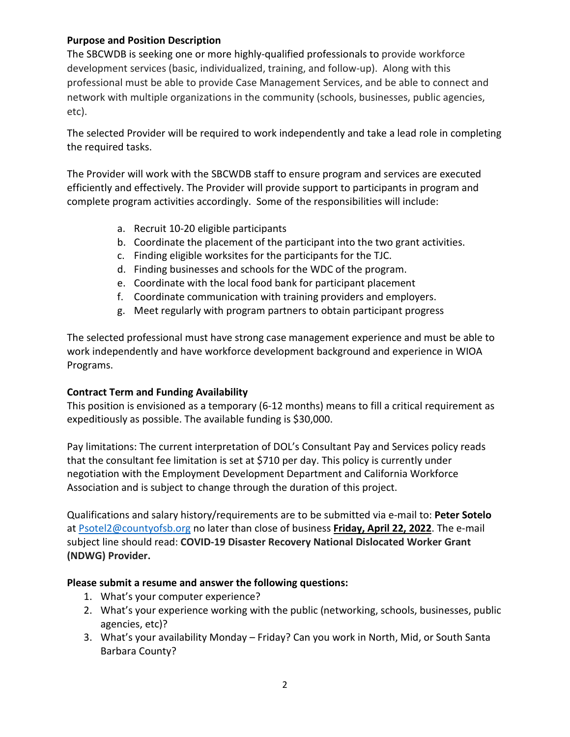**Purpose and Position Description**

The SBCWDB is seeking one or more highly-qualified professionals to provide workforce development services (basic, individualized, training, and follow-up). Along with this professional must be able to provide Case Management Services, and be able to connect and network with multiple organizations in the community (schools, businesses, public agencies, etc).

The selected Provider will be required to work independently and take a lead role in completing the required tasks.

The Provider will work with the SBCWDB staff to ensure program and services are executed efficiently and effectively. The Provider will provide support to participants in program and complete program activities accordingly. Some of the responsibilities will include:

a. Recruit 10-20 eligible participants
b. Coordinate the placement of the participant into the two grant activities.
c. Finding eligible worksites for the participants for the TJC.
d. Finding businesses and schools for the WDC of the program.
e. Coordinate with the local food bank for participant placement
f. Coordinate communication with training providers and employers.
g. Meet regularly with program partners to obtain participant progress

The selected professional must have strong case management experience and must be able to work independently and have workforce development background and experience in WIOA Programs.

**Contract Term and Funding Availability**

This position is envisioned as a temporary (6-12 months) means to fill a critical requirement as expeditiously as possible. The available funding is $30,000.

Pay limitations: The current interpretation of DOL's Consultant Pay and Services policy reads that the consultant fee limitation is set at $710 per day. This policy is currently under negotiation with the Employment Development Department and California Workforce Association and is subject to change through the duration of this project.

Qualifications and salary history/requirements are to be submitted via e-mail to: **Peter Sotelo** at Psotel2@countyofsb.org no later than close of business **Friday, April 22, 2022**. The e-mail subject line should read: **COVID-19 Disaster Recovery National Dislocated Worker Grant (NDWG) Provider.**

**Please submit a resume and answer the following questions:**

1. What's your computer experience?
2. What's your experience working with the public (networking, schools, businesses, public agencies, etc)?
3. What's your availability Monday – Friday? Can you work in North, Mid, or South Santa Barbara County?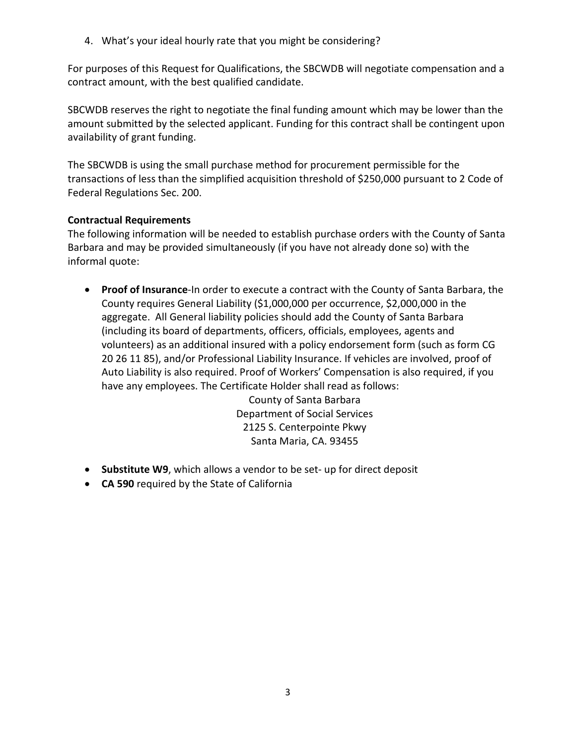4. What's your ideal hourly rate that you might be considering?

For purposes of this Request for Qualifications, the SBCWDB will negotiate compensation and a contract amount, with the best qualified candidate.

SBCWDB reserves the right to negotiate the final funding amount which may be lower than the amount submitted by the selected applicant. Funding for this contract shall be contingent upon availability of grant funding.

The SBCWDB is using the small purchase method for procurement permissible for the transactions of less than the simplified acquisition threshold of $250,000 pursuant to 2 Code of Federal Regulations Sec. 200.

**Contractual Requirements**
The following information will be needed to establish purchase orders with the County of Santa Barbara and may be provided simultaneously (if you have not already done so) with the informal quote:

- **Proof of Insurance**-In order to execute a contract with the County of Santa Barbara, the County requires General Liability ($1,000,000 per occurrence, $2,000,000 in the aggregate. All General liability policies should add the County of Santa Barbara (including its board of departments, officers, officials, employees, agents and volunteers) as an additional insured with a policy endorsement form (such as form CG 20 26 11 85), and/or Professional Liability Insurance. If vehicles are involved, proof of Auto Liability is also required. Proof of Workers' Compensation is also required, if you have any employees. The Certificate Holder shall read as follows:

  County of Santa Barbara
  Department of Social Services
  2125 S. Centerpointe Pkwy
  Santa Maria, CA. 93455

- **Substitute W9**, which allows a vendor to be set- up for direct deposit
- **CA 590** required by the State of California